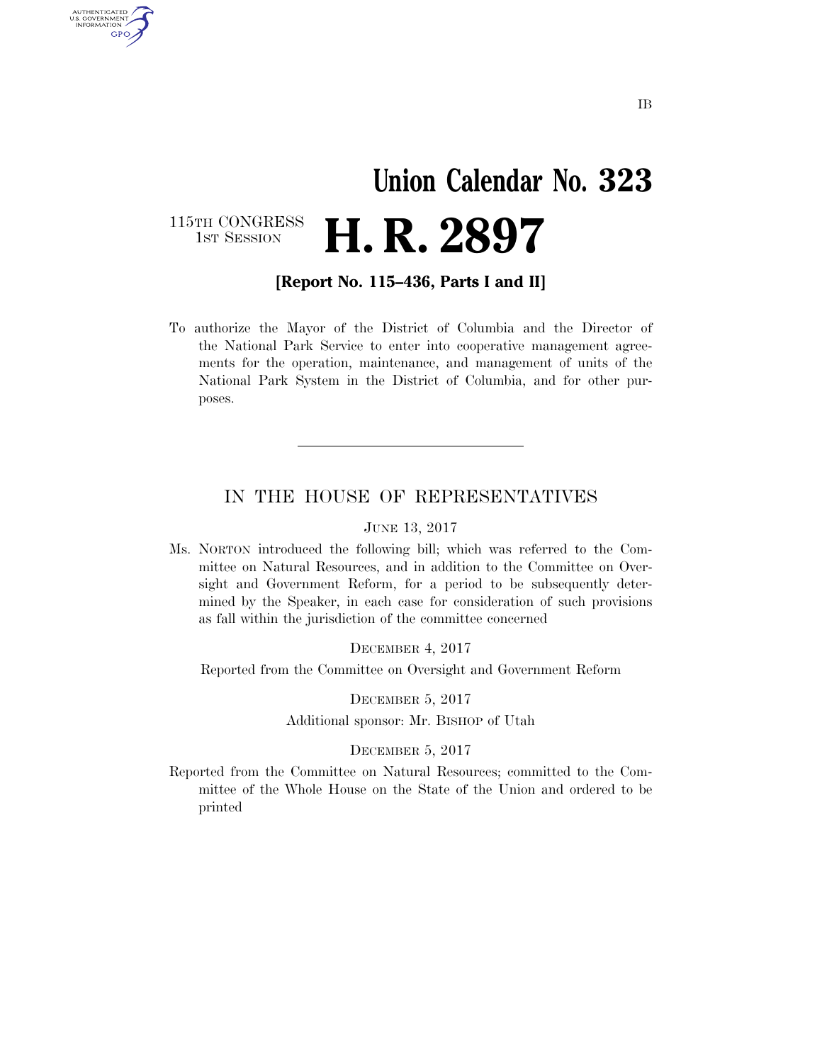IB

# Union Calendar No. 323

115TH CONGRESS
1ST SESSION

# H. R. 2897

**[Report No. 115–436, Parts I and II]**

To authorize the Mayor of the District of Columbia and the Director of the National Park Service to enter into cooperative management agreements for the operation, maintenance, and management of units of the National Park System in the District of Columbia, and for other purposes.

---

## IN THE HOUSE OF REPRESENTATIVES

JUNE 13, 2017

Ms. NORTON introduced the following bill; which was referred to the Committee on Natural Resources, and in addition to the Committee on Oversight and Government Reform, for a period to be subsequently determined by the Speaker, in each case for consideration of such provisions as fall within the jurisdiction of the committee concerned

DECEMBER 4, 2017

Reported from the Committee on Oversight and Government Reform

DECEMBER 5, 2017

Additional sponsor: Mr. BISHOP of Utah

DECEMBER 5, 2017

Reported from the Committee on Natural Resources; committed to the Committee of the Whole House on the State of the Union and ordered to be printed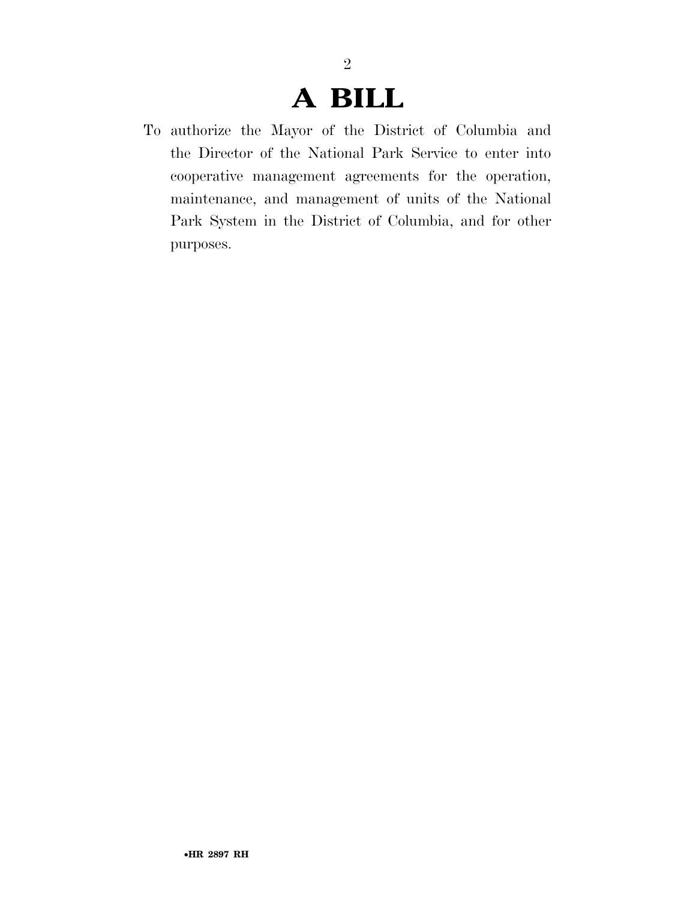# A BILL

To authorize the Mayor of the District of Columbia and the Director of the National Park Service to enter into cooperative management agreements for the operation, maintenance, and management of units of the National Park System in the District of Columbia, and for other purposes.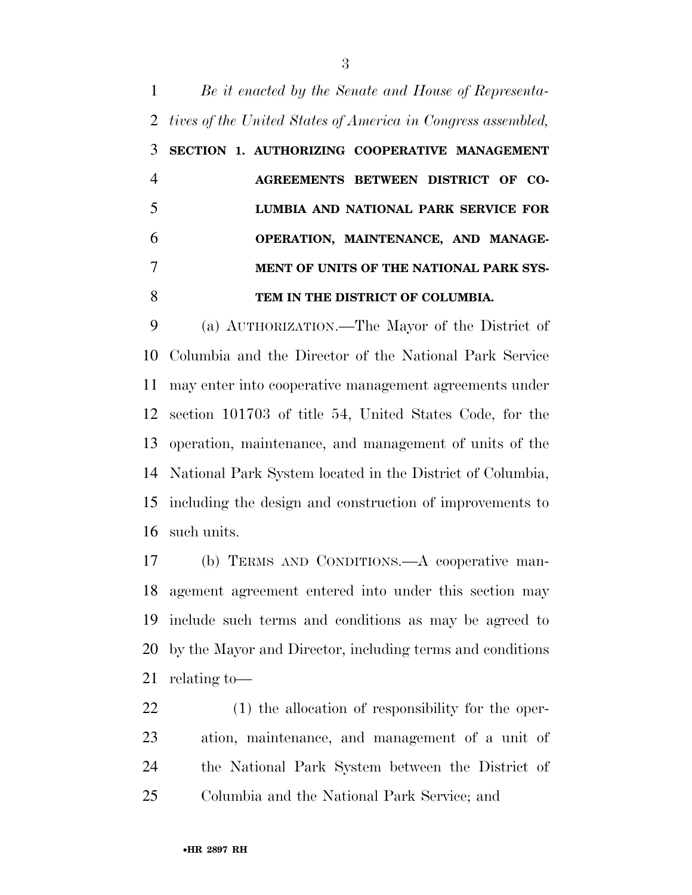*Be it enacted by the Senate and House of Representatives of the United States of America in Congress assembled,*

**SECTION 1. AUTHORIZING COOPERATIVE MANAGEMENT AGREEMENTS BETWEEN DISTRICT OF COLUMBIA AND NATIONAL PARK SERVICE FOR OPERATION, MAINTENANCE, AND MANAGEMENT OF UNITS OF THE NATIONAL PARK SYSTEM IN THE DISTRICT OF COLUMBIA.**

(a) AUTHORIZATION.—The Mayor of the District of Columbia and the Director of the National Park Service may enter into cooperative management agreements under section 101703 of title 54, United States Code, for the operation, maintenance, and management of units of the National Park System located in the District of Columbia, including the design and construction of improvements to such units.

(b) TERMS AND CONDITIONS.—A cooperative management agreement entered into under this section may include such terms and conditions as may be agreed to by the Mayor and Director, including terms and conditions relating to—

(1) the allocation of responsibility for the operation, maintenance, and management of a unit of the National Park System between the District of Columbia and the National Park Service; and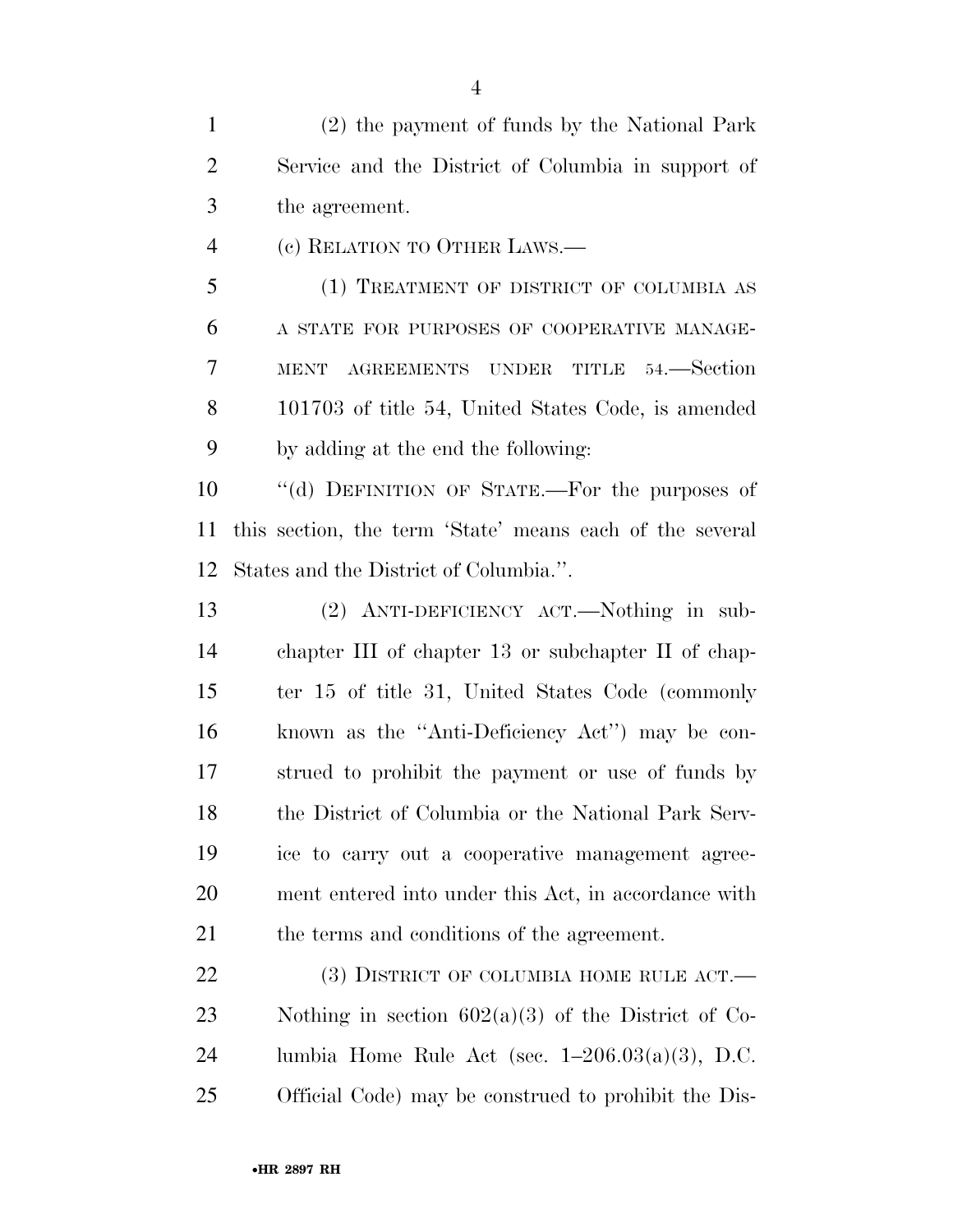(2) the payment of funds by the National Park Service and the District of Columbia in support of the agreement.

(c) RELATION TO OTHER LAWS.—

(1) TREATMENT OF DISTRICT OF COLUMBIA AS A STATE FOR PURPOSES OF COOPERATIVE MANAGEMENT AGREEMENTS UNDER TITLE 54.—Section 101703 of title 54, United States Code, is amended by adding at the end the following:

''(d) DEFINITION OF STATE.—For the purposes of this section, the term 'State' means each of the several States and the District of Columbia.''.

(2) ANTI-DEFICIENCY ACT.—Nothing in subchapter III of chapter 13 or subchapter II of chapter 15 of title 31, United States Code (commonly known as the ''Anti-Deficiency Act'') may be construed to prohibit the payment or use of funds by the District of Columbia or the National Park Service to carry out a cooperative management agreement entered into under this Act, in accordance with the terms and conditions of the agreement.

(3) DISTRICT OF COLUMBIA HOME RULE ACT.—Nothing in section 602(a)(3) of the District of Columbia Home Rule Act (sec. 1–206.03(a)(3), D.C. Official Code) may be construed to prohibit the Dis-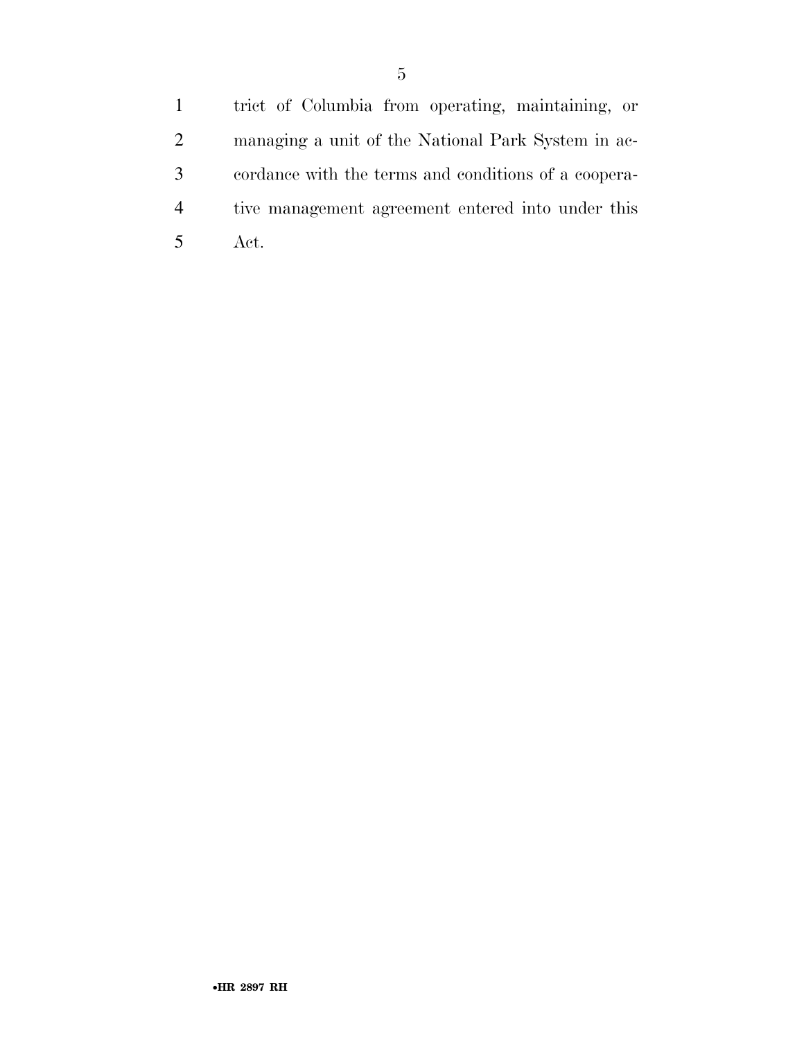trict of Columbia from operating, maintaining, or managing a unit of the National Park System in accordance with the terms and conditions of a cooperative management agreement entered into under this Act.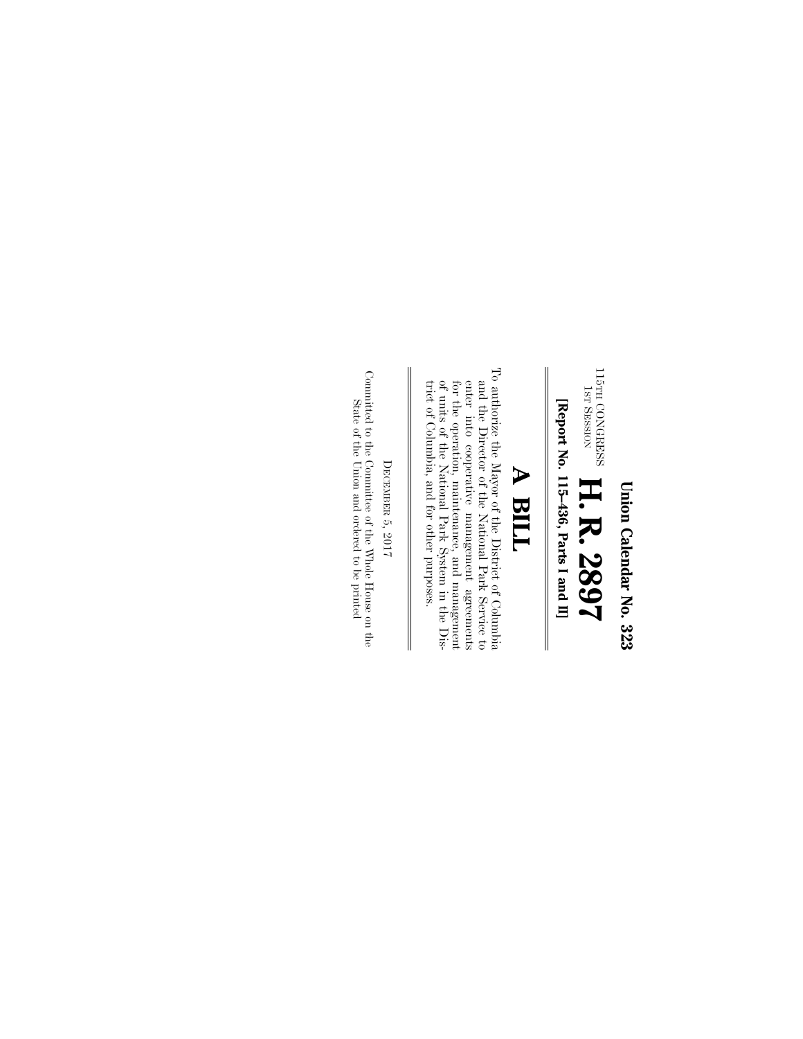Union Calendar No. 323

115TH CONGRESS
1ST SESSION

# H. R. 2897

**[Report No. 115–436, Parts I and II]**

# A BILL

To authorize the Mayor of the District of Columbia and the Director of the National Park Service to enter into cooperative management agreements for the operation, maintenance, and management of units of the National Park System in the District of Columbia, and for other purposes.

DECEMBER 5, 2017

Committed to the Committee of the Whole House on the State of the Union and ordered to be printed